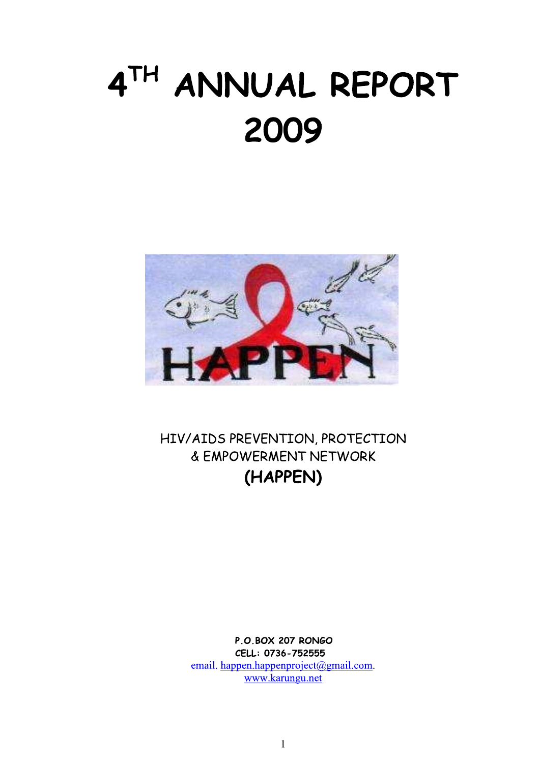# 4TH ANNUAL REPORT 2009

HIV/AIDS PREVENTION, PROTECTION & EMPOWERMENT NETWORK

**(HAPPEN)**

**P.O.BOX 207 RONGO**
**CELL: 0736-752555**
email. happen.happenproject@gmail.com.
www.karungu.net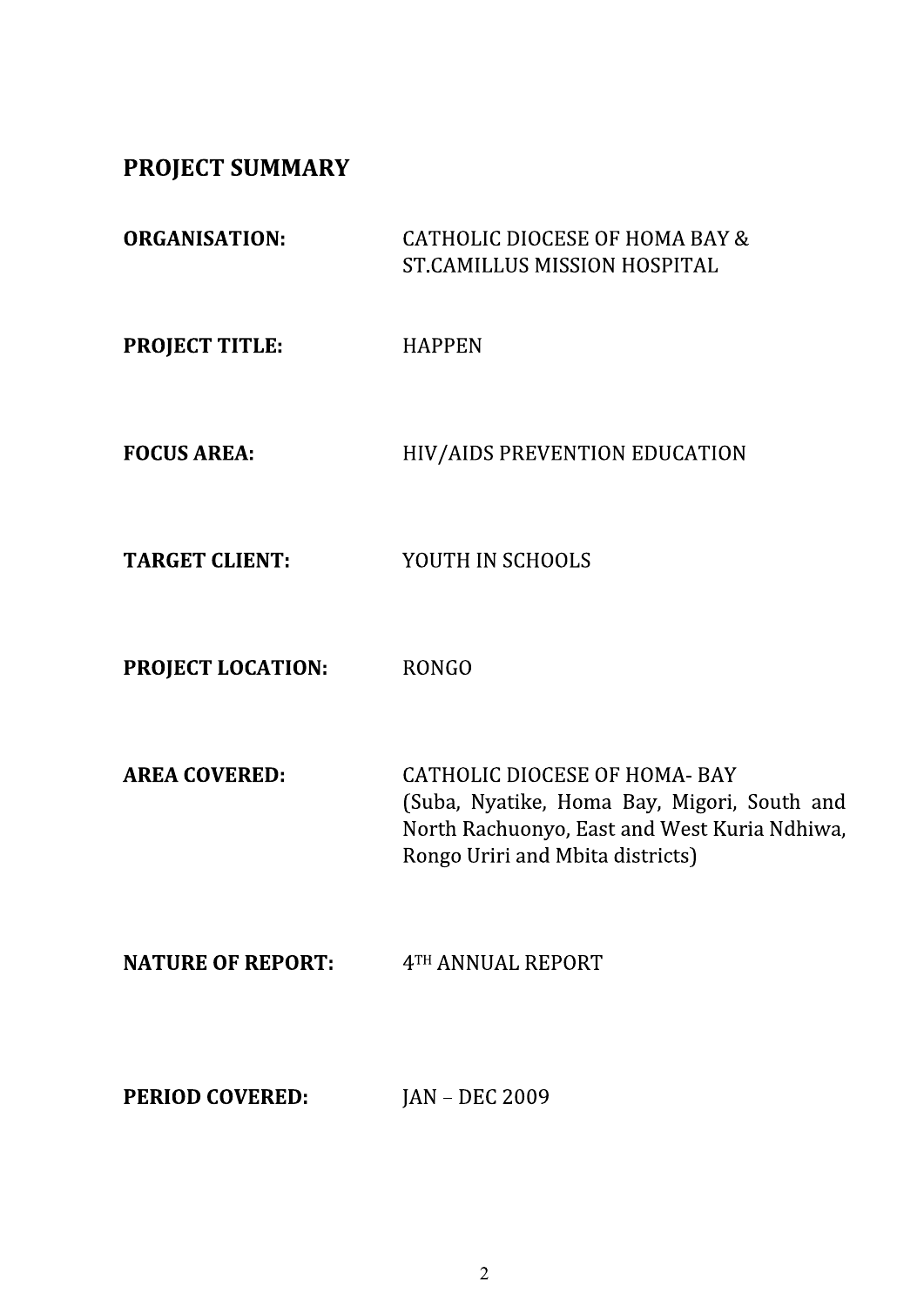## PROJECT SUMMARY

**ORGANISATION:** CATHOLIC DIOCESE OF HOMA BAY & ST.CAMILLUS MISSION HOSPITAL

**PROJECT TITLE:** HAPPEN

**FOCUS AREA:** HIV/AIDS PREVENTION EDUCATION

**TARGET CLIENT:** YOUTH IN SCHOOLS

**PROJECT LOCATION:** RONGO

**AREA COVERED:** CATHOLIC DIOCESE OF HOMA- BAY (Suba, Nyatike, Homa Bay, Migori, South and North Rachuonyo, East and West Kuria Ndhiwa, Rongo Uriri and Mbita districts)

**NATURE OF REPORT:** 4TH ANNUAL REPORT

**PERIOD COVERED:** JAN – DEC 2009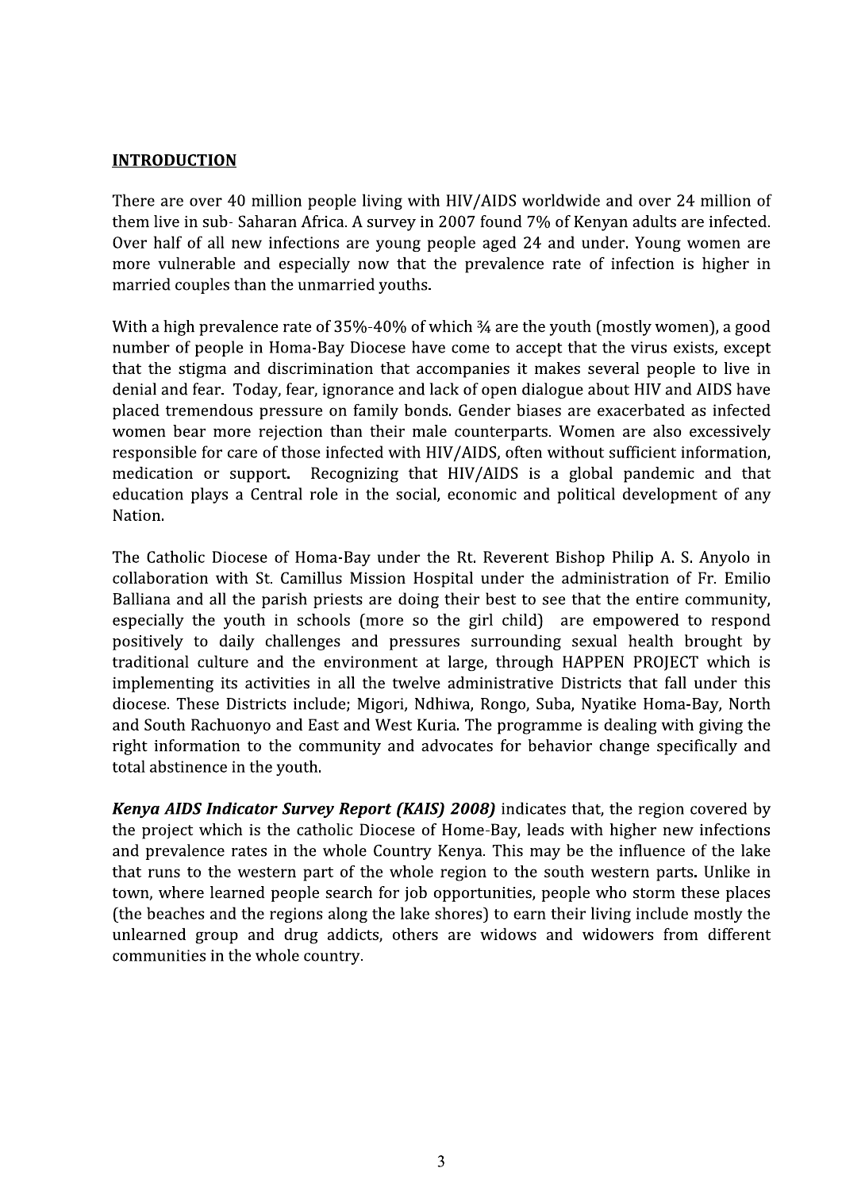**INTRODUCTION**

There are over 40 million people living with HIV/AIDS worldwide and over 24 million of them live in sub- Saharan Africa. A survey in 2007 found 7% of Kenyan adults are infected. Over half of all new infections are young people aged 24 and under. Young women are more vulnerable and especially now that the prevalence rate of infection is higher in married couples than the unmarried youths.

With a high prevalence rate of 35%-40% of which ¾ are the youth (mostly women), a good number of people in Homa-Bay Diocese have come to accept that the virus exists, except that the stigma and discrimination that accompanies it makes several people to live in denial and fear. Today, fear, ignorance and lack of open dialogue about HIV and AIDS have placed tremendous pressure on family bonds. Gender biases are exacerbated as infected women bear more rejection than their male counterparts. Women are also excessively responsible for care of those infected with HIV/AIDS, often without sufficient information, medication or support. Recognizing that HIV/AIDS is a global pandemic and that education plays a Central role in the social, economic and political development of any Nation.

The Catholic Diocese of Homa-Bay under the Rt. Reverent Bishop Philip A. S. Anyolo in collaboration with St. Camillus Mission Hospital under the administration of Fr. Emilio Balliana and all the parish priests are doing their best to see that the entire community, especially the youth in schools (more so the girl child) are empowered to respond positively to daily challenges and pressures surrounding sexual health brought by traditional culture and the environment at large, through HAPPEN PROJECT which is implementing its activities in all the twelve administrative Districts that fall under this diocese. These Districts include; Migori, Ndhiwa, Rongo, Suba, Nyatike Homa-Bay, North and South Rachuonyo and East and West Kuria. The programme is dealing with giving the right information to the community and advocates for behavior change specifically and total abstinence in the youth.

***Kenya AIDS Indicator Survey Report (KAIS) 2008)*** indicates that, the region covered by the project which is the catholic Diocese of Home-Bay, leads with higher new infections and prevalence rates in the whole Country Kenya. This may be the influence of the lake that runs to the western part of the whole region to the south western parts. Unlike in town, where learned people search for job opportunities, people who storm these places (the beaches and the regions along the lake shores) to earn their living include mostly the unlearned group and drug addicts, others are widows and widowers from different communities in the whole country.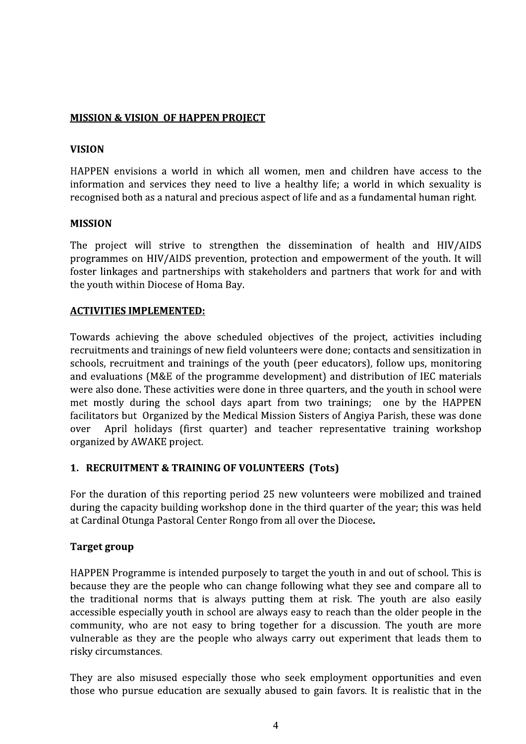## **MISSION & VISION OF HAPPEN PROJECT**

### VISION

HAPPEN envisions a world in which all women, men and children have access to the information and services they need to live a healthy life; a world in which sexuality is recognised both as a natural and precious aspect of life and as a fundamental human right.

### MISSION

The project will strive to strengthen the dissemination of health and HIV/AIDS programmes on HIV/AIDS prevention, protection and empowerment of the youth. It will foster linkages and partnerships with stakeholders and partners that work for and with the youth within Diocese of Homa Bay.

## **ACTIVITIES IMPLEMENTED:**

Towards achieving the above scheduled objectives of the project, activities including recruitments and trainings of new field volunteers were done; contacts and sensitization in schools, recruitment and trainings of the youth (peer educators), follow ups, monitoring and evaluations (M&E of the programme development) and distribution of IEC materials were also done. These activities were done in three quarters, and the youth in school were met mostly during the school days apart from two trainings; one by the HAPPEN facilitators but Organized by the Medical Mission Sisters of Angiya Parish, these was done over April holidays (first quarter) and teacher representative training workshop organized by AWAKE project.

### 1. RECRUITMENT & TRAINING OF VOLUNTEERS (Tots)

For the duration of this reporting period 25 new volunteers were mobilized and trained during the capacity building workshop done in the third quarter of the year; this was held at Cardinal Otunga Pastoral Center Rongo from all over the Diocese**.**

### Target group

HAPPEN Programme is intended purposely to target the youth in and out of school. This is because they are the people who can change following what they see and compare all to the traditional norms that is always putting them at risk. The youth are also easily accessible especially youth in school are always easy to reach than the older people in the community, who are not easy to bring together for a discussion. The youth are more vulnerable as they are the people who always carry out experiment that leads them to risky circumstances.

They are also misused especially those who seek employment opportunities and even those who pursue education are sexually abused to gain favors. It is realistic that in the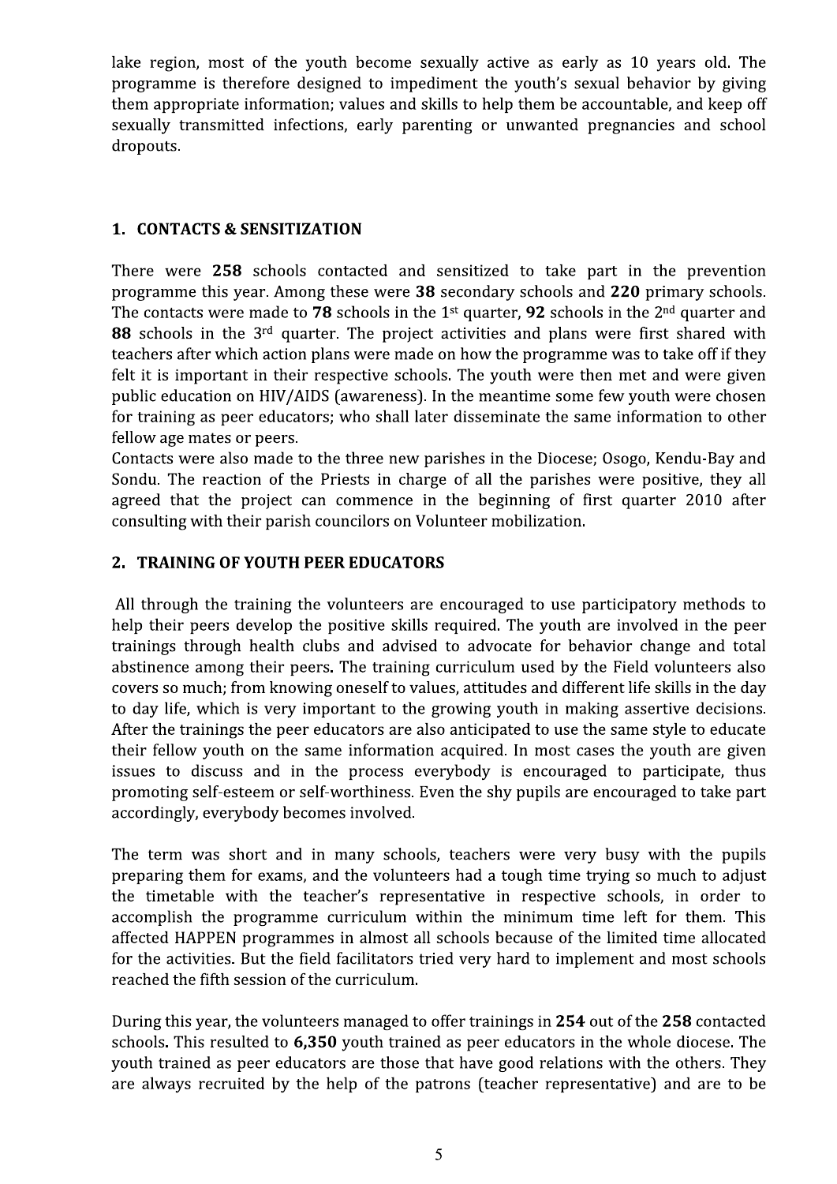lake region, most of the youth become sexually active as early as 10 years old. The programme is therefore designed to impediment the youth's sexual behavior by giving them appropriate information; values and skills to help them be accountable, and keep off sexually transmitted infections, early parenting or unwanted pregnancies and school dropouts.

## 1. CONTACTS & SENSITIZATION

There were **258** schools contacted and sensitized to take part in the prevention programme this year. Among these were **38** secondary schools and **220** primary schools. The contacts were made to **78** schools in the 1st quarter, **92** schools in the 2nd quarter and **88** schools in the 3rd quarter. The project activities and plans were first shared with teachers after which action plans were made on how the programme was to take off if they felt it is important in their respective schools. The youth were then met and were given public education on HIV/AIDS (awareness). In the meantime some few youth were chosen for training as peer educators; who shall later disseminate the same information to other fellow age mates or peers.

Contacts were also made to the three new parishes in the Diocese; Osogo, Kendu-Bay and Sondu. The reaction of the Priests in charge of all the parishes were positive, they all agreed that the project can commence in the beginning of first quarter 2010 after consulting with their parish councilors on Volunteer mobilization.

## 2. TRAINING OF YOUTH PEER EDUCATORS

All through the training the volunteers are encouraged to use participatory methods to help their peers develop the positive skills required. The youth are involved in the peer trainings through health clubs and advised to advocate for behavior change and total abstinence among their peers**.** The training curriculum used by the Field volunteers also covers so much; from knowing oneself to values, attitudes and different life skills in the day to day life, which is very important to the growing youth in making assertive decisions. After the trainings the peer educators are also anticipated to use the same style to educate their fellow youth on the same information acquired. In most cases the youth are given issues to discuss and in the process everybody is encouraged to participate, thus promoting self-esteem or self-worthiness. Even the shy pupils are encouraged to take part accordingly, everybody becomes involved.

The term was short and in many schools, teachers were very busy with the pupils preparing them for exams, and the volunteers had a tough time trying so much to adjust the timetable with the teacher's representative in respective schools, in order to accomplish the programme curriculum within the minimum time left for them. This affected HAPPEN programmes in almost all schools because of the limited time allocated for the activities. But the field facilitators tried very hard to implement and most schools reached the fifth session of the curriculum.

During this year, the volunteers managed to offer trainings in **254** out of the **258** contacted schools**.** This resulted to **6,350** youth trained as peer educators in the whole diocese. The youth trained as peer educators are those that have good relations with the others. They are always recruited by the help of the patrons (teacher representative) and are to be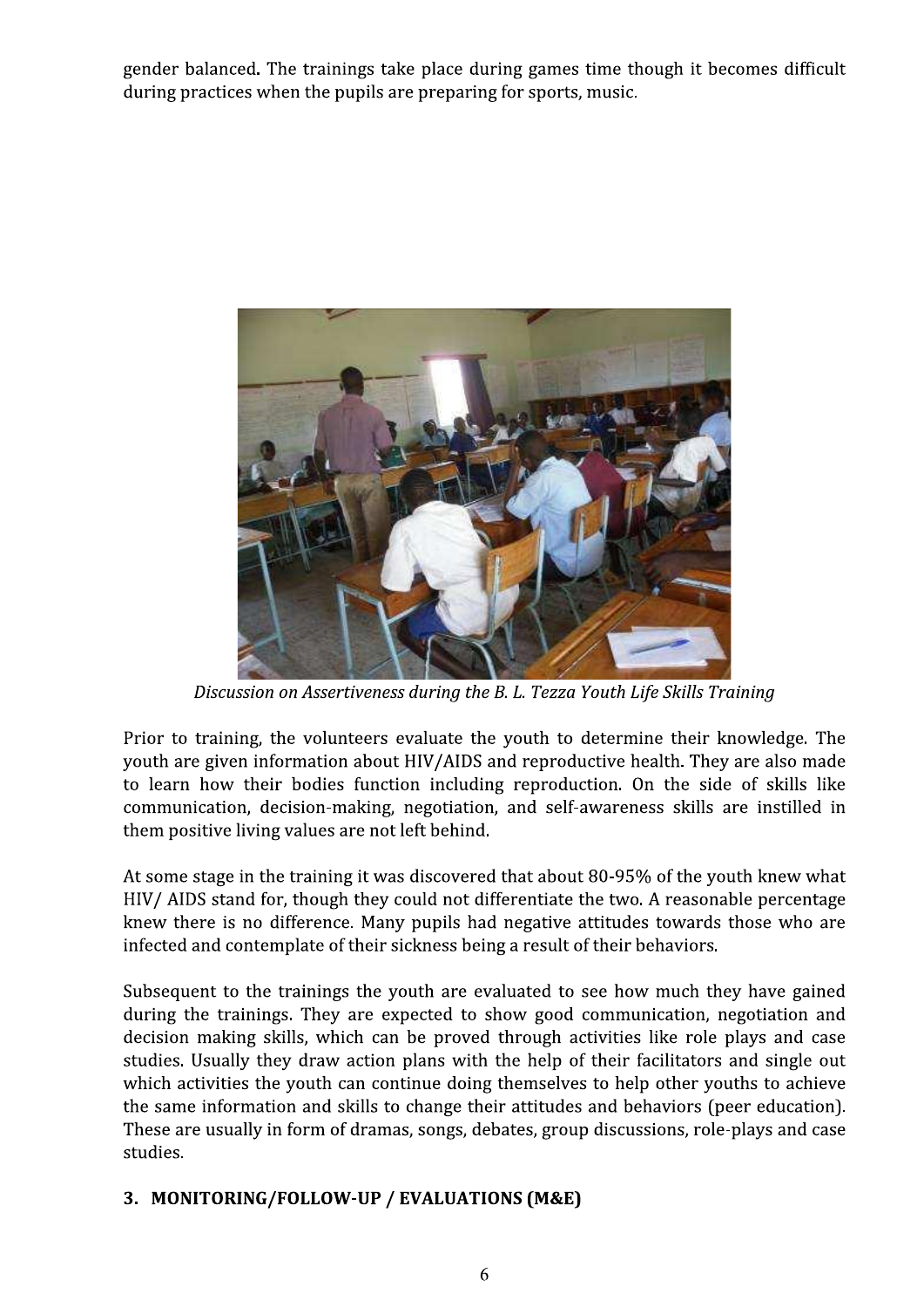gender balanced. The trainings take place during games time though it becomes difficult during practices when the pupils are preparing for sports, music.

*Discussion on Assertiveness during the B. L. Tezza Youth Life Skills Training*

Prior to training, the volunteers evaluate the youth to determine their knowledge. The youth are given information about HIV/AIDS and reproductive health. They are also made to learn how their bodies function including reproduction. On the side of skills like communication, decision-making, negotiation, and self-awareness skills are instilled in them positive living values are not left behind.

At some stage in the training it was discovered that about 80-95% of the youth knew what HIV/ AIDS stand for, though they could not differentiate the two. A reasonable percentage knew there is no difference. Many pupils had negative attitudes towards those who are infected and contemplate of their sickness being a result of their behaviors.

Subsequent to the trainings the youth are evaluated to see how much they have gained during the trainings. They are expected to show good communication, negotiation and decision making skills, which can be proved through activities like role plays and case studies. Usually they draw action plans with the help of their facilitators and single out which activities the youth can continue doing themselves to help other youths to achieve the same information and skills to change their attitudes and behaviors (peer education). These are usually in form of dramas, songs, debates, group discussions, role-plays and case studies.

## 3. MONITORING/FOLLOW-UP / EVALUATIONS (M&E)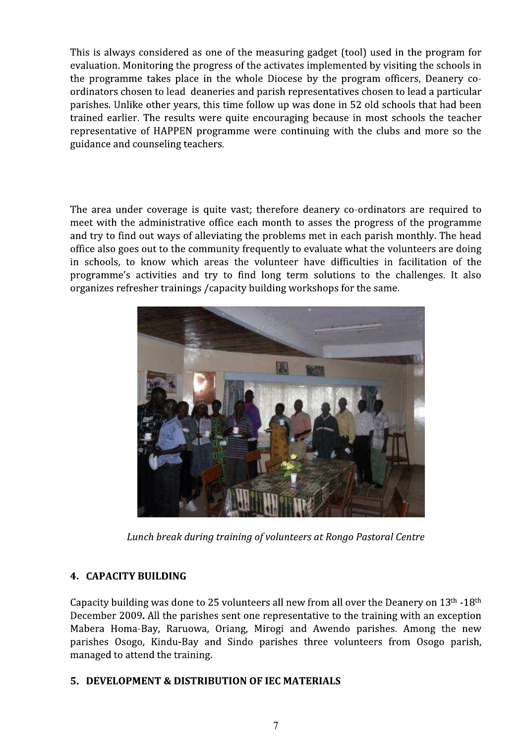This is always considered as one of the measuring gadget (tool) used in the program for evaluation. Monitoring the progress of the activates implemented by visiting the schools in the programme takes place in the whole Diocese by the program officers, Deanery co-ordinators chosen to lead deaneries and parish representatives chosen to lead a particular parishes. Unlike other years, this time follow up was done in 52 old schools that had been trained earlier. The results were quite encouraging because in most schools the teacher representative of HAPPEN programme were continuing with the clubs and more so the guidance and counseling teachers.

The area under coverage is quite vast; therefore deanery co-ordinators are required to meet with the administrative office each month to asses the progress of the programme and try to find out ways of alleviating the problems met in each parish monthly. The head office also goes out to the community frequently to evaluate what the volunteers are doing in schools, to know which areas the volunteer have difficulties in facilitation of the programme's activities and try to find long term solutions to the challenges. It also organizes refresher trainings /capacity building workshops for the same.

*Lunch break during training of volunteers at Rongo Pastoral Centre*

## 4. CAPACITY BUILDING

Capacity building was done to 25 volunteers all new from all over the Deanery on 13th -18th December 2009. All the parishes sent one representative to the training with an exception Mabera Homa-Bay, Raruowa, Oriang, Mirogi and Awendo parishes. Among the new parishes Osogo, Kindu-Bay and Sindo parishes three volunteers from Osogo parish, managed to attend the training.

## 5. DEVELOPMENT & DISTRIBUTION OF IEC MATERIALS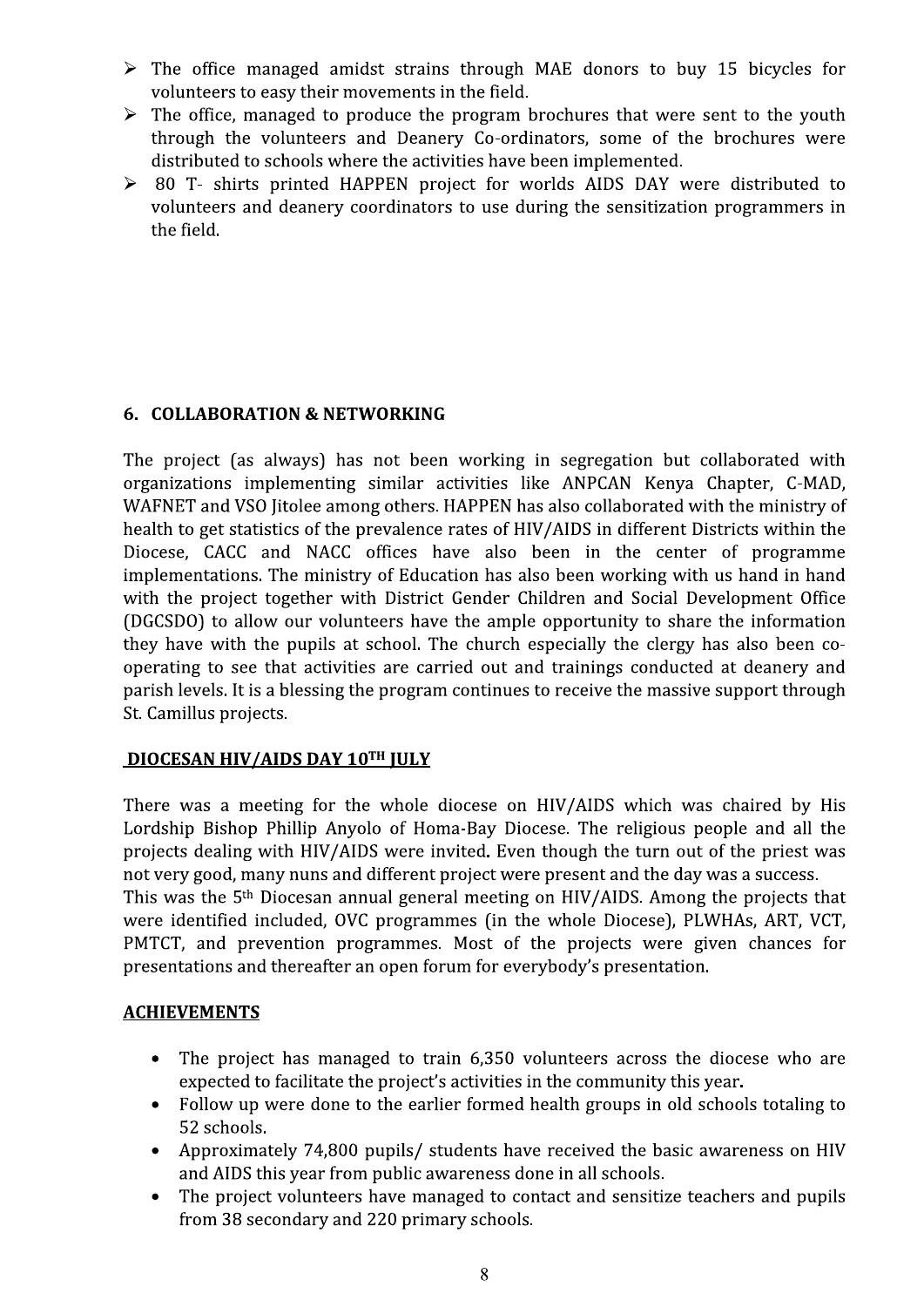- The office managed amidst strains through MAE donors to buy 15 bicycles for volunteers to easy their movements in the field.
- The office, managed to produce the program brochures that were sent to the youth through the volunteers and Deanery Co-ordinators, some of the brochures were distributed to schools where the activities have been implemented.
- 80 T- shirts printed HAPPEN project for worlds AIDS DAY were distributed to volunteers and deanery coordinators to use during the sensitization programmers in the field.

## 6. COLLABORATION & NETWORKING

The project (as always) has not been working in segregation but collaborated with organizations implementing similar activities like ANPCAN Kenya Chapter, C-MAD, WAFNET and VSO Jitolee among others. HAPPEN has also collaborated with the ministry of health to get statistics of the prevalence rates of HIV/AIDS in different Districts within the Diocese, CACC and NACC offices have also been in the center of programme implementations. The ministry of Education has also been working with us hand in hand with the project together with District Gender Children and Social Development Office (DGCSDO) to allow our volunteers have the ample opportunity to share the information they have with the pupils at school. The church especially the clergy has also been co-operating to see that activities are carried out and trainings conducted at deanery and parish levels. It is a blessing the program continues to receive the massive support through St. Camillus projects.

**DIOCESAN HIV/AIDS DAY 10TH JULY**

There was a meeting for the whole diocese on HIV/AIDS which was chaired by His Lordship Bishop Phillip Anyolo of Homa-Bay Diocese. The religious people and all the projects dealing with HIV/AIDS were invited. Even though the turn out of the priest was not very good, many nuns and different project were present and the day was a success.
This was the 5th Diocesan annual general meeting on HIV/AIDS. Among the projects that were identified included, OVC programmes (in the whole Diocese), PLWHAs, ART, VCT, PMTCT, and prevention programmes. Most of the projects were given chances for presentations and thereafter an open forum for everybody's presentation.

**ACHIEVEMENTS**

- The project has managed to train 6,350 volunteers across the diocese who are expected to facilitate the project's activities in the community this year.
- Follow up were done to the earlier formed health groups in old schools totaling to 52 schools.
- Approximately 74,800 pupils/ students have received the basic awareness on HIV and AIDS this year from public awareness done in all schools.
- The project volunteers have managed to contact and sensitize teachers and pupils from 38 secondary and 220 primary schools.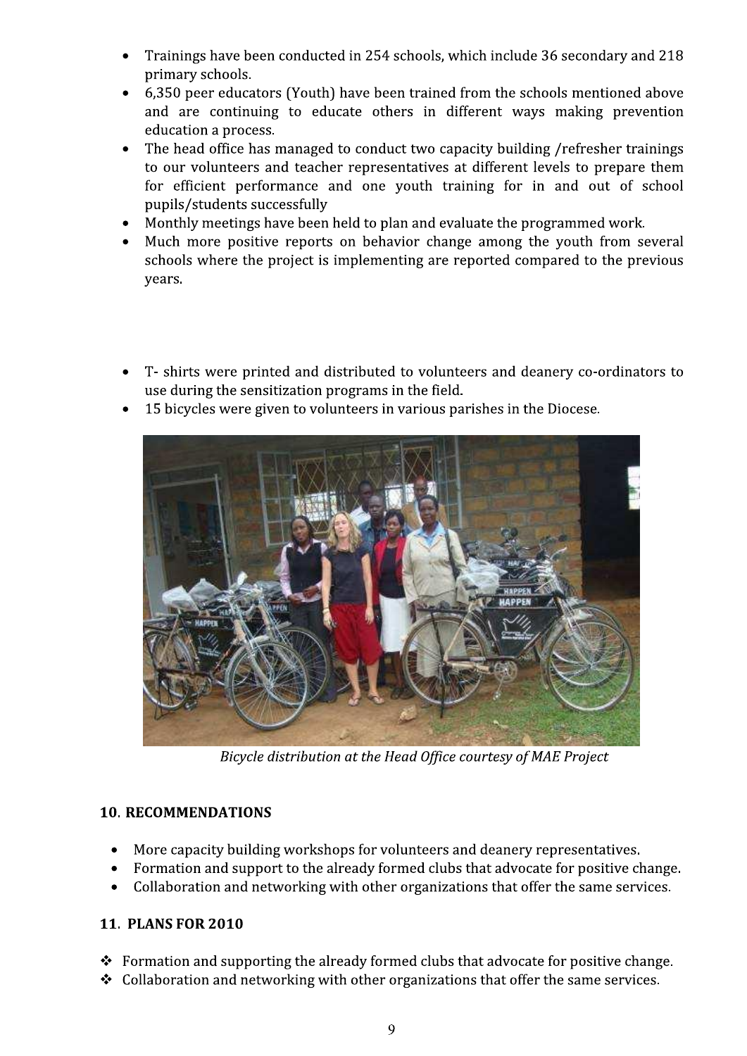- Trainings have been conducted in 254 schools, which include 36 secondary and 218 primary schools.
- 6,350 peer educators (Youth) have been trained from the schools mentioned above and are continuing to educate others in different ways making prevention education a process.
- The head office has managed to conduct two capacity building /refresher trainings to our volunteers and teacher representatives at different levels to prepare them for efficient performance and one youth training for in and out of school pupils/students successfully
- Monthly meetings have been held to plan and evaluate the programmed work.
- Much more positive reports on behavior change among the youth from several schools where the project is implementing are reported compared to the previous years.

- T- shirts were printed and distributed to volunteers and deanery co-ordinators to use during the sensitization programs in the field.
- 15 bicycles were given to volunteers in various parishes in the Diocese.

*Bicycle distribution at the Head Office courtesy of MAE Project*

## 10. RECOMMENDATIONS

- More capacity building workshops for volunteers and deanery representatives.
- Formation and support to the already formed clubs that advocate for positive change.
- Collaboration and networking with other organizations that offer the same services.

## 11. PLANS FOR 2010

- Formation and supporting the already formed clubs that advocate for positive change.
- Collaboration and networking with other organizations that offer the same services.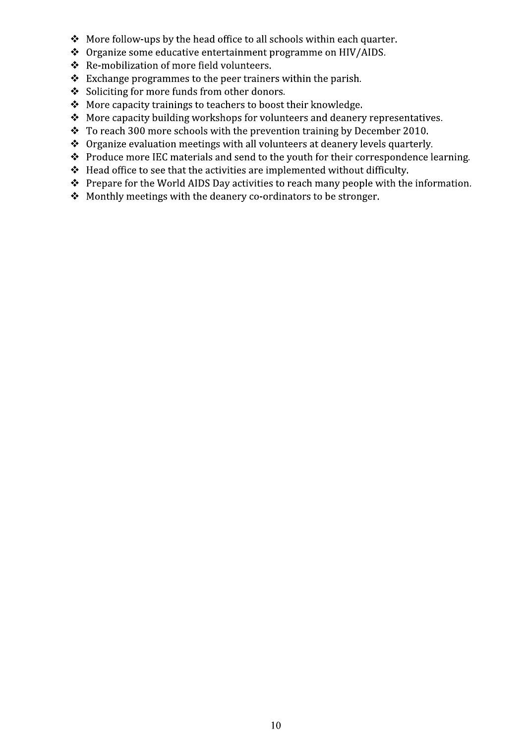- More follow-ups by the head office to all schools within each quarter.
- Organize some educative entertainment programme on HIV/AIDS.
- Re-mobilization of more field volunteers.
- Exchange programmes to the peer trainers within the parish.
- Soliciting for more funds from other donors.
- More capacity trainings to teachers to boost their knowledge.
- More capacity building workshops for volunteers and deanery representatives.
- To reach 300 more schools with the prevention training by December 2010.
- Organize evaluation meetings with all volunteers at deanery levels quarterly.
- Produce more IEC materials and send to the youth for their correspondence learning.
- Head office to see that the activities are implemented without difficulty.
- Prepare for the World AIDS Day activities to reach many people with the information.
- Monthly meetings with the deanery co-ordinators to be stronger.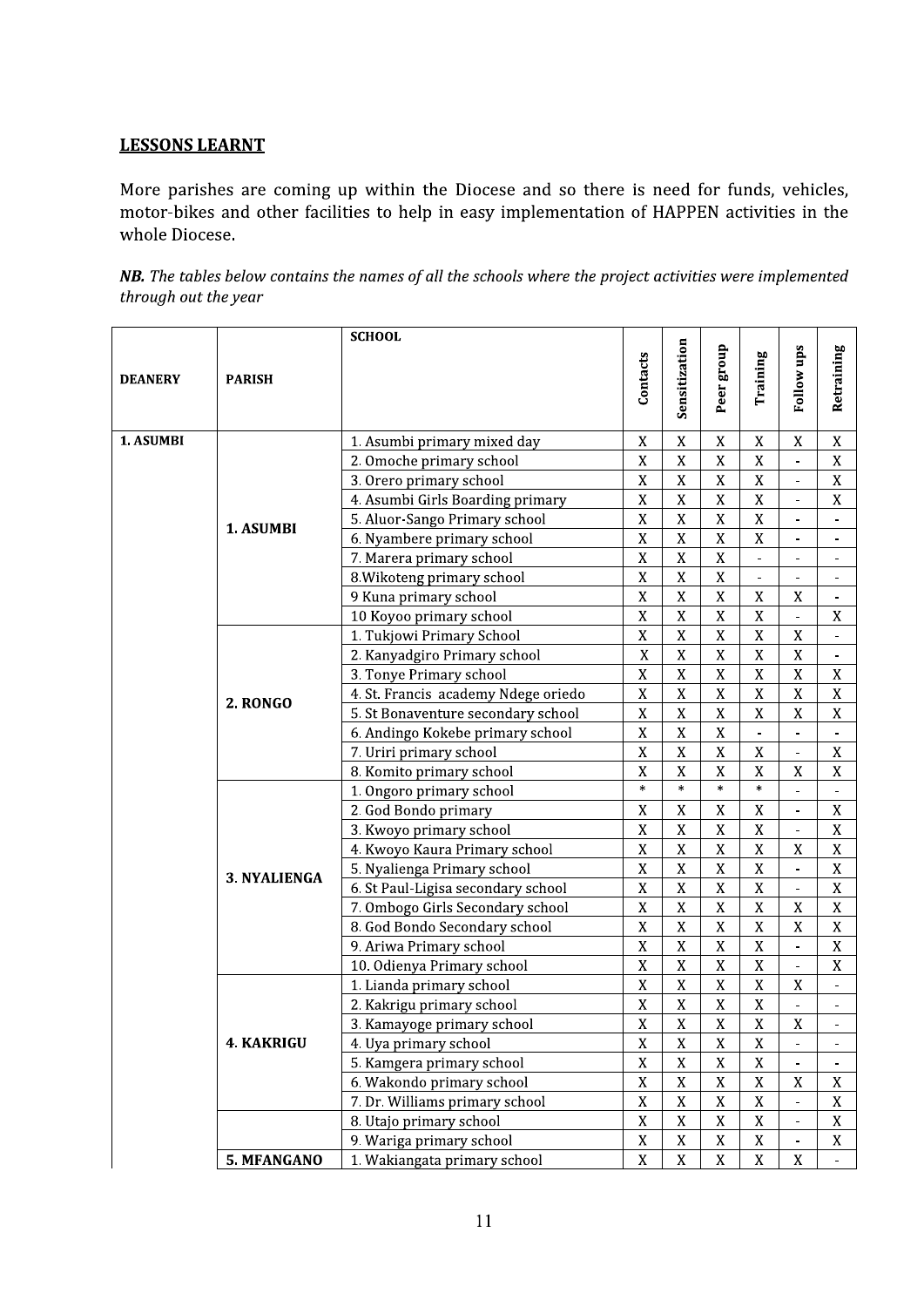## LESSONS LEARNT

More parishes are coming up within the Diocese and so there is need for funds, vehicles, motor-bikes and other facilities to help in easy implementation of HAPPEN activities in the whole Diocese.

***NB.*** *The tables below contains the names of all the schools where the project activities were implemented through out the year*

| DEANERY | PARISH | SCHOOL | Contacts | Sensitization | Peer group | Training | Follow ups | Retraining |
|---|---|---|---|---|---|---|---|---|
| **1. ASUMBI** | **1. ASUMBI** | 1. Asumbi primary mixed day | X | X | X | X | X | X |
| | | 2. Omoche primary school | X | X | X | X | - | X |
| | | 3. Orero primary school | X | X | X | X | - | X |
| | | 4. Asumbi Girls Boarding primary | X | X | X | X | - | X |
| | | 5. Aluor-Sango Primary school | X | X | X | X | - | - |
| | | 6. Nyambere primary school | X | X | X | X | - | - |
| | | 7. Marera primary school | X | X | X | - | - | - |
| | | 8.Wikoteng primary school | X | X | X | - | - | - |
| | | 9 Kuna primary school | X | X | X | X | X | - |
| | | 10 Koyoo primary school | X | X | X | X | - | X |
| | **2. RONGO** | 1. Tukjowi Primary School | X | X | X | X | X | - |
| | | 2. Kanyadgiro Primary school | X | X | X | X | X | - |
| | | 3. Tonye Primary school | X | X | X | X | X | X |
| | | 4. St. Francis academy Ndege oriedo | X | X | X | X | X | X |
| | | 5. St Bonaventure secondary school | X | X | X | X | X | X |
| | | 6. Andingo Kokebe primary school | X | X | X | - | - | - |
| | | 7. Uriri primary school | X | X | X | X | - | X |
| | | 8. Komito primary school | X | X | X | X | X | X |
| | **3. NYALIENGA** | 1. Ongoro primary school | * | * | * | * | - | - |
| | | 2. God Bondo primary | X | X | X | X | - | X |
| | | 3. Kwoyo primary school | X | X | X | X | - | X |
| | | 4. Kwoyo Kaura Primary school | X | X | X | X | X | X |
| | | 5. Nyalienga Primary school | X | X | X | X | - | X |
| | | 6. St Paul-Ligisa secondary school | X | X | X | X | - | X |
| | | 7. Ombogo Girls Secondary school | X | X | X | X | X | X |
| | | 8. God Bondo Secondary school | X | X | X | X | X | X |
| | | 9. Ariwa Primary school | X | X | X | X | - | X |
| | | 10. Odienya Primary school | X | X | X | X | - | X |
| | **4. KAKRIGU** | 1. Lianda primary school | X | X | X | X | X | - |
| | | 2. Kakrigu primary school | X | X | X | X | - | - |
| | | 3. Kamayoge primary school | X | X | X | X | X | - |
| | | 4. Uya primary school | X | X | X | X | - | - |
| | | 5. Kamgera primary school | X | X | X | X | - | - |
| | | 6. Wakondo primary school | X | X | X | X | X | X |
| | | 7. Dr. Williams primary school | X | X | X | X | - | X |
| | | 8. Utajo primary school | X | X | X | X | - | X |
| | | 9. Wariga primary school | X | X | X | X | - | X |
| | **5. MFANGANO** | 1. Wakiangata primary school | X | X | X | X | X | - |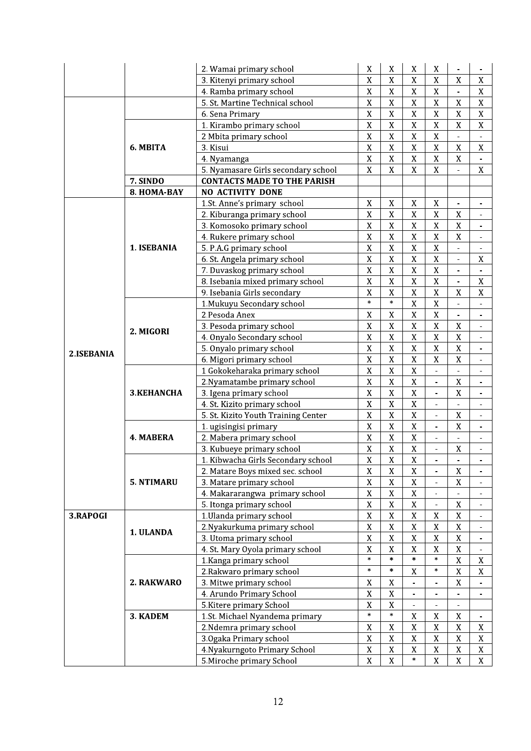| | | | | | | | | |
|---|---|---|---|---|---|---|---|---|
| | | 2. Wamai primary school | X | X | X | X | - | - |
| | | 3. Kitenyi primary school | X | X | X | X | X | X |
| | | 4. Ramba primary school | X | X | X | X | - | X |
| | | 5. St. Martine Technical school | X | X | X | X | X | X |
| | | 6. Sena Primary | X | X | X | X | X | X |
| | **6. MBITA** | 1. Kirambo primary school | X | X | X | X | X | X |
| | | 2 Mbita primary school | X | X | X | X | - | - |
| | | 3. Kisui | X | X | X | X | X | X |
| | | 4. Nyamanga | X | X | X | X | X | - |
| | | 5. Nyamasare Girls secondary school | X | X | X | X | - | X |
| | **7. SINDO** | **CONTACTS MADE TO THE PARISH** | | | | | | |
| | **8. HOMA-BAY** | **NO ACTIVITY DONE** | | | | | | |
| **2.ISEBANIA** | **1. ISEBANIA** | 1.St. Anne's primary school | X | X | X | X | - | - |
| | | 2. Kiburanga primary school | X | X | X | X | X | - |
| | | 3. Komosoko primary school | X | X | X | X | X | - |
| | | 4. Rukere primary school | X | X | X | X | X | - |
| | | 5. P.A.G primary school | X | X | X | X | - | - |
| | | 6. St. Angela primary school | X | X | X | X | - | X |
| | | 7. Duvaskog primary school | X | X | X | X | - | - |
| | | 8. Isebania mixed primary school | X | X | X | X | - | X |
| | | 9. Isebania Girls secondary | X | X | X | X | X | X |
| | **2. MIGORI** | 1.Mukuyu Secondary school | * | * | X | X | - | - |
| | | 2.Pesoda Anex | X | X | X | X | - | - |
| | | 3. Pesoda primary school | X | X | X | X | X | - |
| | | 4. Onyalo Secondary school | X | X | X | X | X | - |
| | | 5. Onyalo primary school | X | X | X | X | X | - |
| | | 6. Migori primary school | X | X | X | X | X | - |
| | **3.KEHANCHA** | 1 Gokokeharaka primary school | X | X | X | - | - | - |
| | | 2.Nyamatambe primary school | X | X | X | - | X | - |
| | | 3. Igena primary school | X | X | X | - | X | - |
| | | 4. St. Kizito primary school | X | X | X | - | - | - |
| | | 5. St. Kizito Youth Training Center | X | X | X | - | X | - |
| | **4. MABERA** | 1. ugisingisi primary | X | X | X | - | X | - |
| | | 2. Mabera primary school | X | X | X | - | - | - |
| | | 3. Kubueye primary school | X | X | X | - | X | - |
| | **5. NTIMARU** | 1. Kibwacha Girls Secondary school | X | X | X | - | - | - |
| | | 2. Matare Boys mixed sec. school | X | X | X | - | X | - |
| | | 3. Matare primary school | X | X | X | - | X | - |
| | | 4. Makararangwa primary school | X | X | X | - | - | - |
| | | 5. Itonga primary school | X | X | X | - | X | - |
| **3.RAPOGI** | **1. ULANDA** | 1.Ulanda primary school | X | X | X | X | X | - |
| | | 2.Nyakurkuma primary school | X | X | X | X | X | - |
| | | 3. Utoma primary school | X | X | X | X | X | - |
| | | 4. St. Mary Oyola primary school | X | X | X | X | X | - |
| | **2. RAKWARO** | 1.Kanga primary school | * | * | * | * | X | X |
| | | 2.Rakwaro primary school | * | * | X | * | X | X |
| | | 3. Mitwe primary school | X | X | - | - | X | - |
| | | 4. Arundo Primary School | X | X | - | - | - | - |
| | | 5.Kitere primary School | X | X | - | - | - | |
| | **3. KADEM** | 1.St. Michael Nyandema primary | * | * | X | X | X | - |
| | | 2.Ndemra primary school | X | X | X | X | X | X |
| | | 3.Ogaka Primary school | X | X | X | X | X | X |
| | | 4.Nyakurngoto Primary School | X | X | X | X | X | X |
| | | 5.Miroche primary School | X | X | * | X | X | X |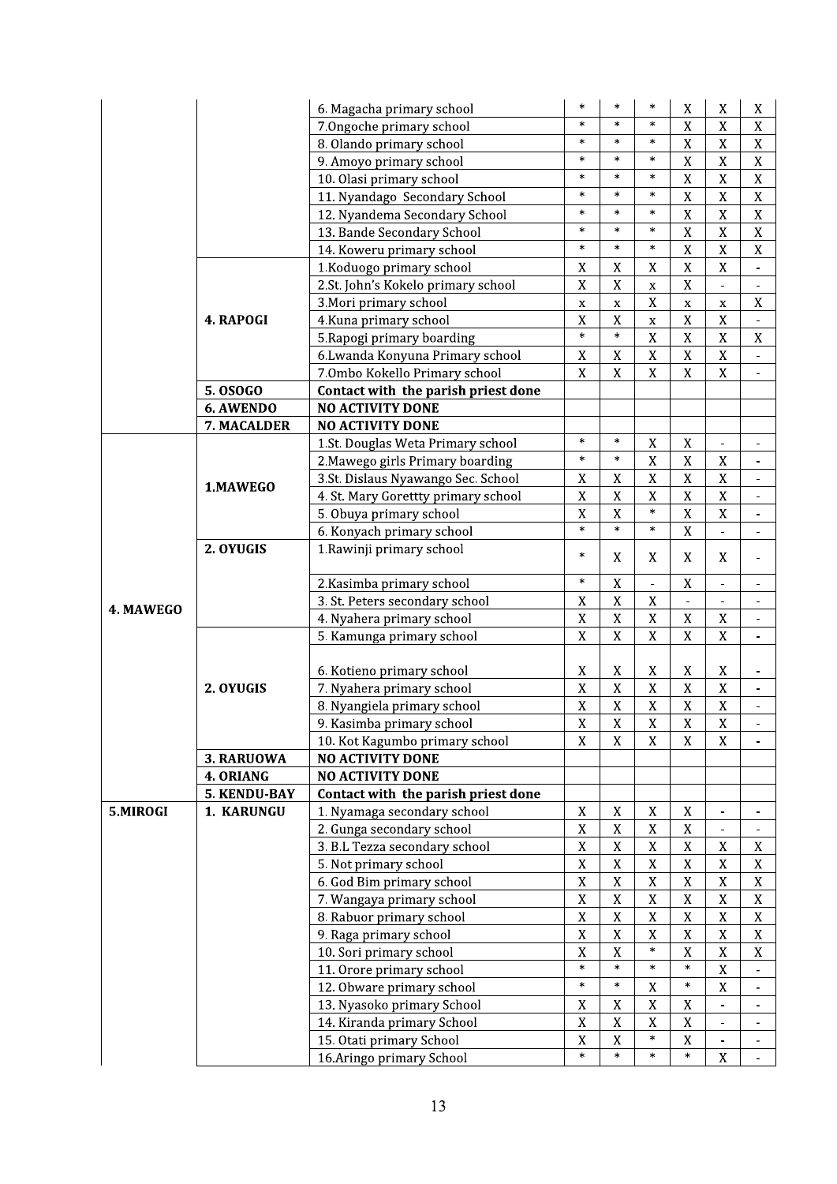| | | | | | | | | |
|---|---|---|---|---|---|---|---|---|
| | | 6. Magacha primary school | * | * | * | X | X | X |
| | | 7.Ongoche primary school | * | * | * | X | X | X |
| | | 8. Olando primary school | * | * | * | X | X | X |
| | | 9. Amoyo primary school | * | * | * | X | X | X |
| | | 10. Olasi primary school | * | * | * | X | X | X |
| | | 11. Nyandago Secondary School | * | * | * | X | X | X |
| | | 12. Nyandema Secondary School | * | * | * | X | X | X |
| | | 13. Bande Secondary School | * | * | * | X | X | X |
| | | 14. Koweru primary school | * | * | * | X | X | X |
| | **4. RAPOGI** | 1.Koduogo primary school | X | X | X | X | X | - |
| | | 2.St. John's Kokelo primary school | X | X | x | X | - | - |
| | | 3.Mori primary school | x | x | X | x | x | X |
| | | 4.Kuna primary school | X | X | x | X | X | - |
| | | 5.Rapogi primary boarding | * | * | X | X | X | X |
| | | 6.Lwanda Konyuna Primary school | X | X | X | X | X | - |
| | | 7.Ombo Kokello Primary school | X | X | X | X | X | - |
| | **5. OSOGO** | **Contact with the parish priest done** | | | | | | |
| | **6. AWENDO** | **NO ACTIVITY DONE** | | | | | | |
| | **7. MACALDER** | **NO ACTIVITY DONE** | | | | | | |
| **4. MAWEGO** | **1.MAWEGO** | 1.St. Douglas Weta Primary school | * | * | X | X | - | - |
| | | 2.Mawego girls Primary boarding | * | * | X | X | X | - |
| | | 3.St. Dislaus Nyawango Sec. School | X | X | X | X | X | - |
| | | 4. St. Mary Gorettty primary school | X | X | X | X | X | - |
| | | 5. Obuya primary school | X | X | * | X | X | - |
| | | 6. Konyach primary school | * | * | * | X | - | - |
| | **2. OYUGIS** | 1.Rawinji primary school | * | X | X | X | X | - |
| | | 2.Kasimba primary school | * | X | - | X | - | - |
| | | 3. St. Peters secondary school | X | X | X | - | - | - |
| | | 4. Nyahera primary school | X | X | X | X | X | - |
| | **2. OYUGIS** | 5. Kamunga primary school | X | X | X | X | X | - |
| | | 6. Kotieno primary school | X | X | X | X | X | - |
| | | 7. Nyahera primary school | X | X | X | X | X | - |
| | | 8. Nyangiela primary school | X | X | X | X | X | - |
| | | 9. Kasimba primary school | X | X | X | X | X | - |
| | | 10. Kot Kagumbo primary school | X | X | X | X | X | - |
| | **3. RARUOWA** | **NO ACTIVITY DONE** | | | | | | |
| | **4. ORIANG** | **NO ACTIVITY DONE** | | | | | | |
| | **5. KENDU-BAY** | **Contact with the parish priest done** | | | | | | |
| **5.MIROGI** | **1. KARUNGU** | 1. Nyamaga secondary school | X | X | X | X | - | - |
| | | 2. Gunga secondary school | X | X | X | X | - | - |
| | | 3. B.L Tezza secondary school | X | X | X | X | X | X |
| | | 5. Not primary school | X | X | X | X | X | X |
| | | 6. God Bim primary school | X | X | X | X | X | X |
| | | 7. Wangaya primary school | X | X | X | X | X | X |
| | | 8. Rabuor primary school | X | X | X | X | X | X |
| | | 9. Raga primary school | X | X | X | X | X | X |
| | | 10. Sori primary school | X | X | * | X | X | X |
| | | 11. Orore primary school | * | * | * | * | X | - |
| | | 12. Obware primary school | * | * | X | * | X | - |
| | | 13. Nyasoko primary School | X | X | X | X | - | - |
| | | 14. Kiranda primary School | X | X | X | X | - | - |
| | | 15. Otati primary School | X | X | * | X | - | - |
| | | 16.Aringo primary School | * | * | * | * | X | - |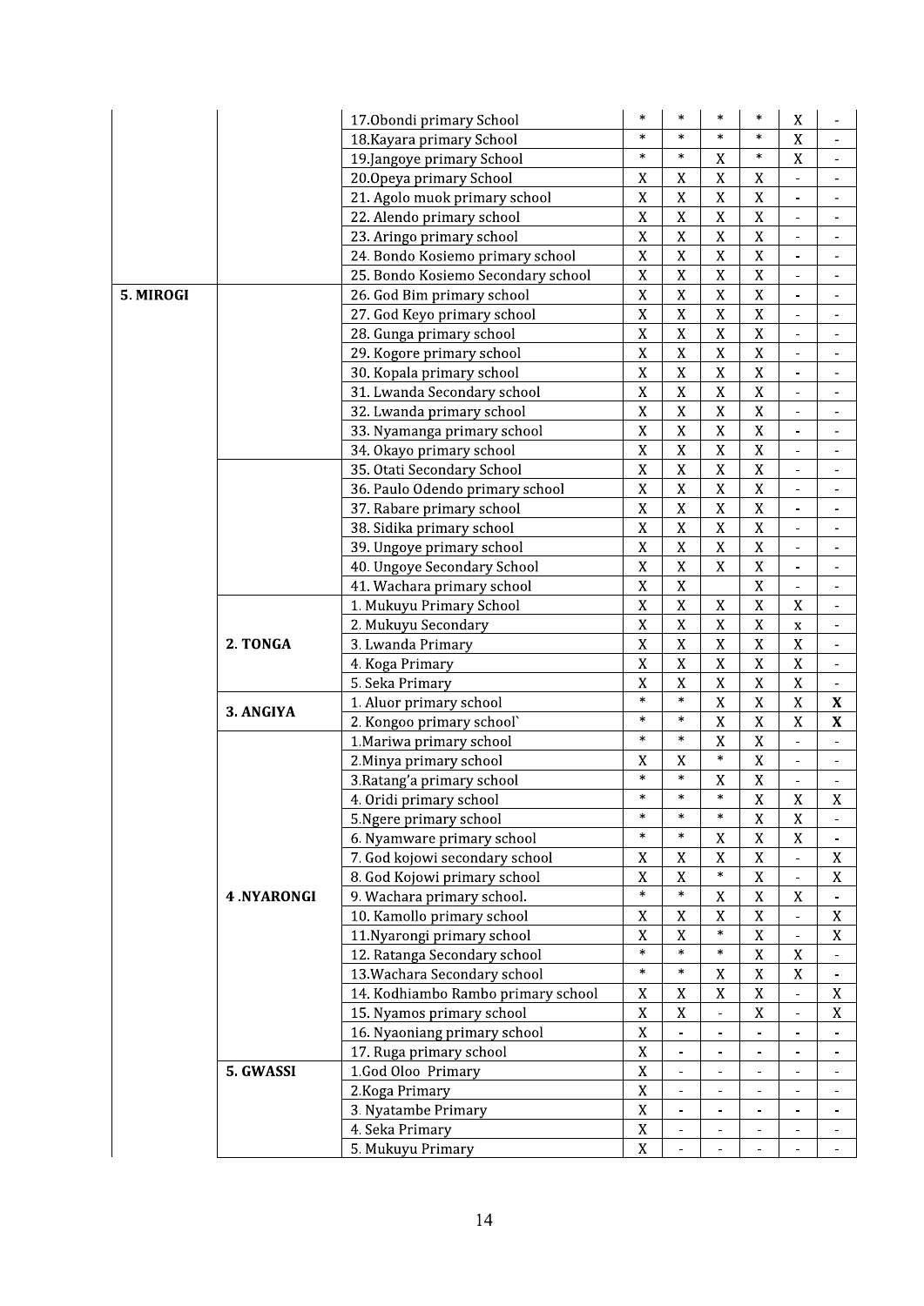|  |  |  |  |  |  |  |  |  |
|---|---|---|---|---|---|---|---|---|
|  |  | 17.Obondi primary School | * | * | * | * | X | - |
|  |  | 18.Kayara primary School | * | * | * | * | X | - |
|  |  | 19.Jangoye primary School | * | * | X | * | X | - |
|  |  | 20.Opeya primary School | X | X | X | X | - | - |
|  |  | 21. Agolo muok primary school | X | X | X | X | - | - |
|  |  | 22. Alendo primary school | X | X | X | X | - | - |
|  |  | 23. Aringo primary school | X | X | X | X | - | - |
|  |  | 24. Bondo Kosiemo primary school | X | X | X | X | - | - |
|  |  | 25. Bondo Kosiemo Secondary school | X | X | X | X | - | - |
| **5. MIROGI** |  | 26. God Bim primary school | X | X | X | X | - | - |
|  |  | 27. God Keyo primary school | X | X | X | X | - | - |
|  |  | 28. Gunga primary school | X | X | X | X | - | - |
|  |  | 29. Kogore primary school | X | X | X | X | - | - |
|  |  | 30. Kopala primary school | X | X | X | X | - | - |
|  |  | 31. Lwanda Secondary school | X | X | X | X | - | - |
|  |  | 32. Lwanda primary school | X | X | X | X | - | - |
|  |  | 33. Nyamanga primary school | X | X | X | X | - | - |
|  |  | 34. Okayo primary school | X | X | X | X | - | - |
|  |  | 35. Otati Secondary School | X | X | X | X | - | - |
|  |  | 36. Paulo Odendo primary school | X | X | X | X | - | - |
|  |  | 37. Rabare primary school | X | X | X | X | - | - |
|  |  | 38. Sidika primary school | X | X | X | X | - | - |
|  |  | 39. Ungoye primary school | X | X | X | X | - | - |
|  |  | 40. Ungoye Secondary School | X | X | X | X | - | - |
|  |  | 41. Wachara primary school | X | X |  | X | - | - |
|  | **2. TONGA** | 1. Mukuyu Primary School | X | X | X | X | X | - |
|  |  | 2. Mukuyu Secondary | X | X | X | X | x | - |
|  |  | 3. Lwanda Primary | X | X | X | X | X | - |
|  |  | 4. Koga Primary | X | X | X | X | X | - |
|  |  | 5. Seka Primary | X | X | X | X | X | - |
|  | **3. ANGIYA** | 1. Aluor primary school | * | * | X | X | X | **X** |
|  |  | 2. Kongoo primary school` | * | * | X | X | X | **X** |
|  | **4 .NYARONGI** | 1.Mariwa primary school | * | * | X | X | - | - |
|  |  | 2.Minya primary school | X | X | * | X | - | - |
|  |  | 3.Ratang'a primary school | * | * | X | X | - | - |
|  |  | 4. Oridi primary school | * | * | * | X | X | X |
|  |  | 5.Ngere primary school | * | * | * | X | X | - |
|  |  | 6. Nyamware primary school | * | * | X | X | X | - |
|  |  | 7. God kojowi secondary school | X | X | X | X | - | X |
|  |  | 8. God Kojowi primary school | X | X | * | X | - | X |
|  |  | 9. Wachara primary school. | * | * | X | X | X | - |
|  |  | 10. Kamollo primary school | X | X | X | X | - | X |
|  |  | 11.Nyarongi primary school | X | X | * | X | - | X |
|  |  | 12. Ratanga Secondary school | * | * | * | X | X | - |
|  |  | 13.Wachara Secondary school | * | * | X | X | X | - |
|  |  | 14. Kodhiambo Rambo primary school | X | X | X | X | - | X |
|  |  | 15. Nyamos primary school | X | X | - | X | - | X |
|  |  | 16. Nyaoniang primary school | X | - | - | - | - | - |
|  |  | 17. Ruga primary school | X | - | - | - | - | - |
|  | **5. GWASSI** | 1.God Oloo Primary | X | - | - | - | - | - |
|  |  | 2.Koga Primary | X | - | - | - | - | - |
|  |  | 3. Nyatambe Primary | X | - | - | - | - | - |
|  |  | 4. Seka Primary | X | - | - | - | - | - |
|  |  | 5. Mukuyu Primary | X | - | - | - | - | - |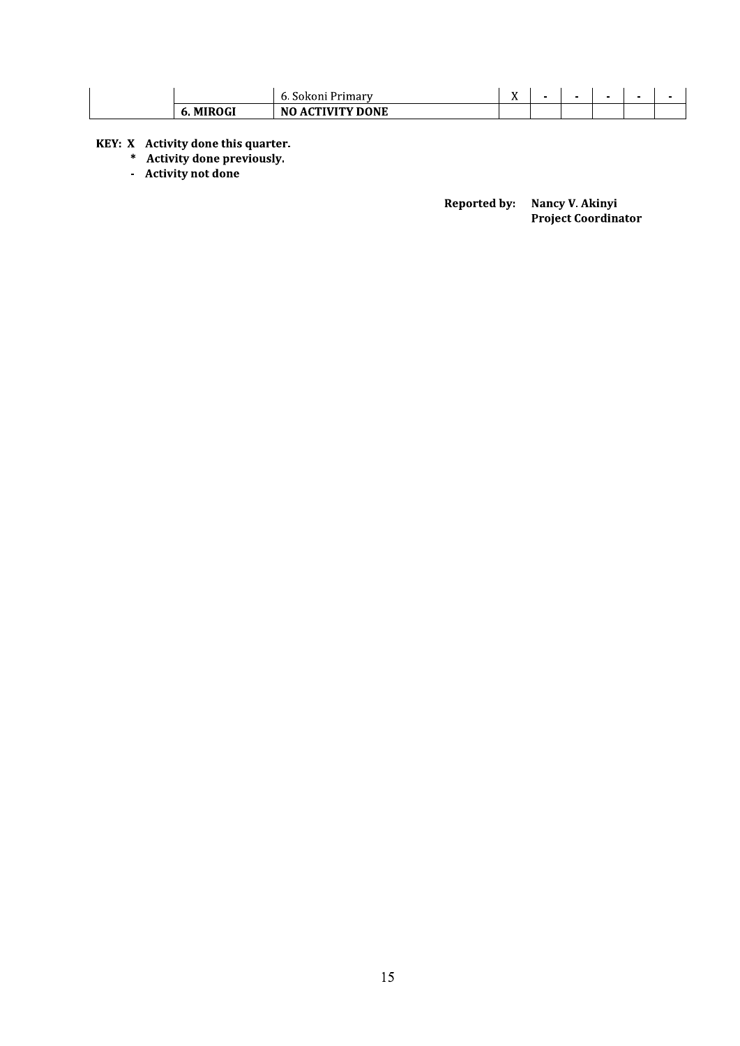| | | | | | | | | |
|---|---|---|---|---|---|---|---|---|
| | | 6. Sokoni Primary | X | - | - | - | - | - |
| | **6. MIROGI** | **NO ACTIVITY DONE** | | | | | | |

**KEY: X Activity done this quarter.**
**\* Activity done previously.**
**- Activity not done**

**Reported by: Nancy V. Akinyi**
**Project Coordinator**